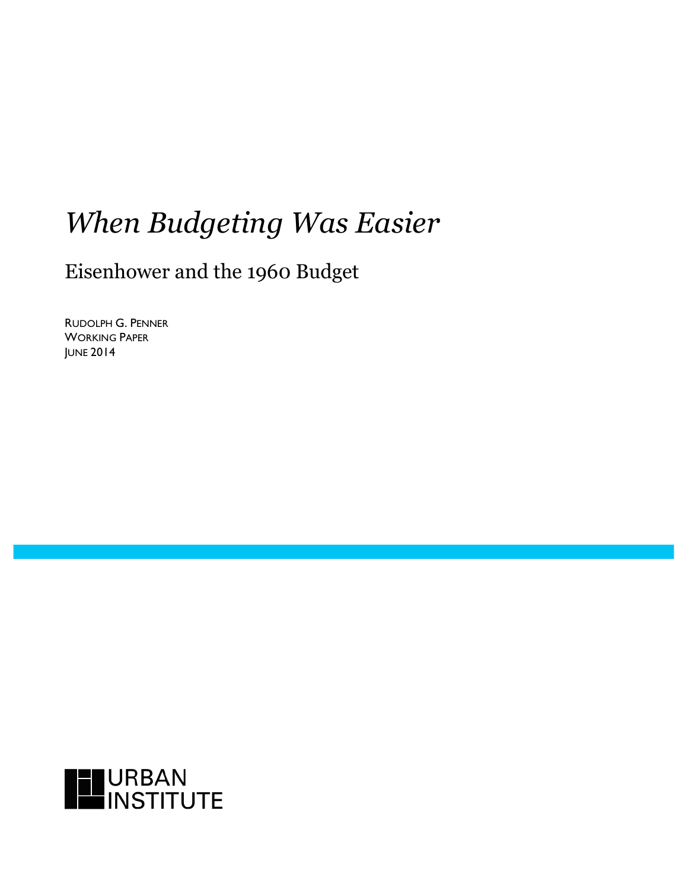# *When Budgeting Was Easier*

## Eisenhower and the 1960 Budget

RUDOLPH G. PENNER
WORKING PAPER
JUNE 2014

URBAN INSTITUTE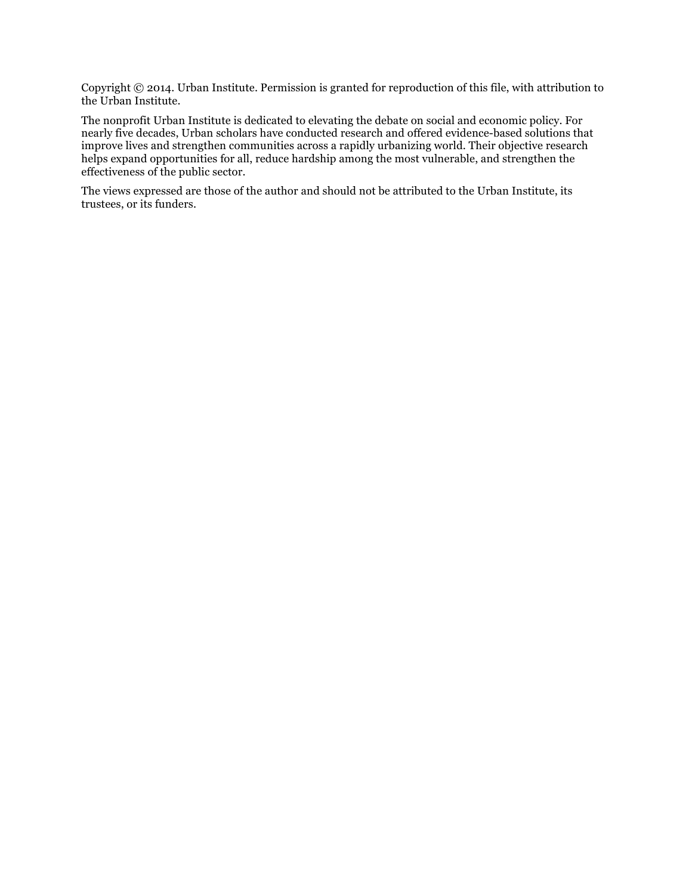Copyright © 2014. Urban Institute. Permission is granted for reproduction of this file, with attribution to the Urban Institute.

The nonprofit Urban Institute is dedicated to elevating the debate on social and economic policy. For nearly five decades, Urban scholars have conducted research and offered evidence-based solutions that improve lives and strengthen communities across a rapidly urbanizing world. Their objective research helps expand opportunities for all, reduce hardship among the most vulnerable, and strengthen the effectiveness of the public sector.

The views expressed are those of the author and should not be attributed to the Urban Institute, its trustees, or its funders.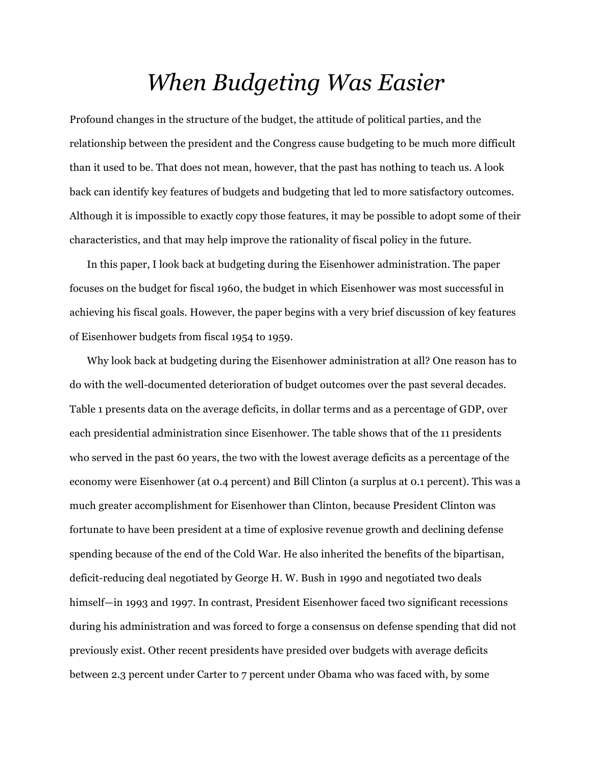# *When Budgeting Was Easier*

Profound changes in the structure of the budget, the attitude of political parties, and the relationship between the president and the Congress cause budgeting to be much more difficult than it used to be. That does not mean, however, that the past has nothing to teach us. A look back can identify key features of budgets and budgeting that led to more satisfactory outcomes. Although it is impossible to exactly copy those features, it may be possible to adopt some of their characteristics, and that may help improve the rationality of fiscal policy in the future.

In this paper, I look back at budgeting during the Eisenhower administration. The paper focuses on the budget for fiscal 1960, the budget in which Eisenhower was most successful in achieving his fiscal goals. However, the paper begins with a very brief discussion of key features of Eisenhower budgets from fiscal 1954 to 1959.

Why look back at budgeting during the Eisenhower administration at all? One reason has to do with the well-documented deterioration of budget outcomes over the past several decades. Table 1 presents data on the average deficits, in dollar terms and as a percentage of GDP, over each presidential administration since Eisenhower. The table shows that of the 11 presidents who served in the past 60 years, the two with the lowest average deficits as a percentage of the economy were Eisenhower (at 0.4 percent) and Bill Clinton (a surplus at 0.1 percent). This was a much greater accomplishment for Eisenhower than Clinton, because President Clinton was fortunate to have been president at a time of explosive revenue growth and declining defense spending because of the end of the Cold War. He also inherited the benefits of the bipartisan, deficit-reducing deal negotiated by George H. W. Bush in 1990 and negotiated two deals himself—in 1993 and 1997. In contrast, President Eisenhower faced two significant recessions during his administration and was forced to forge a consensus on defense spending that did not previously exist. Other recent presidents have presided over budgets with average deficits between 2.3 percent under Carter to 7 percent under Obama who was faced with, by some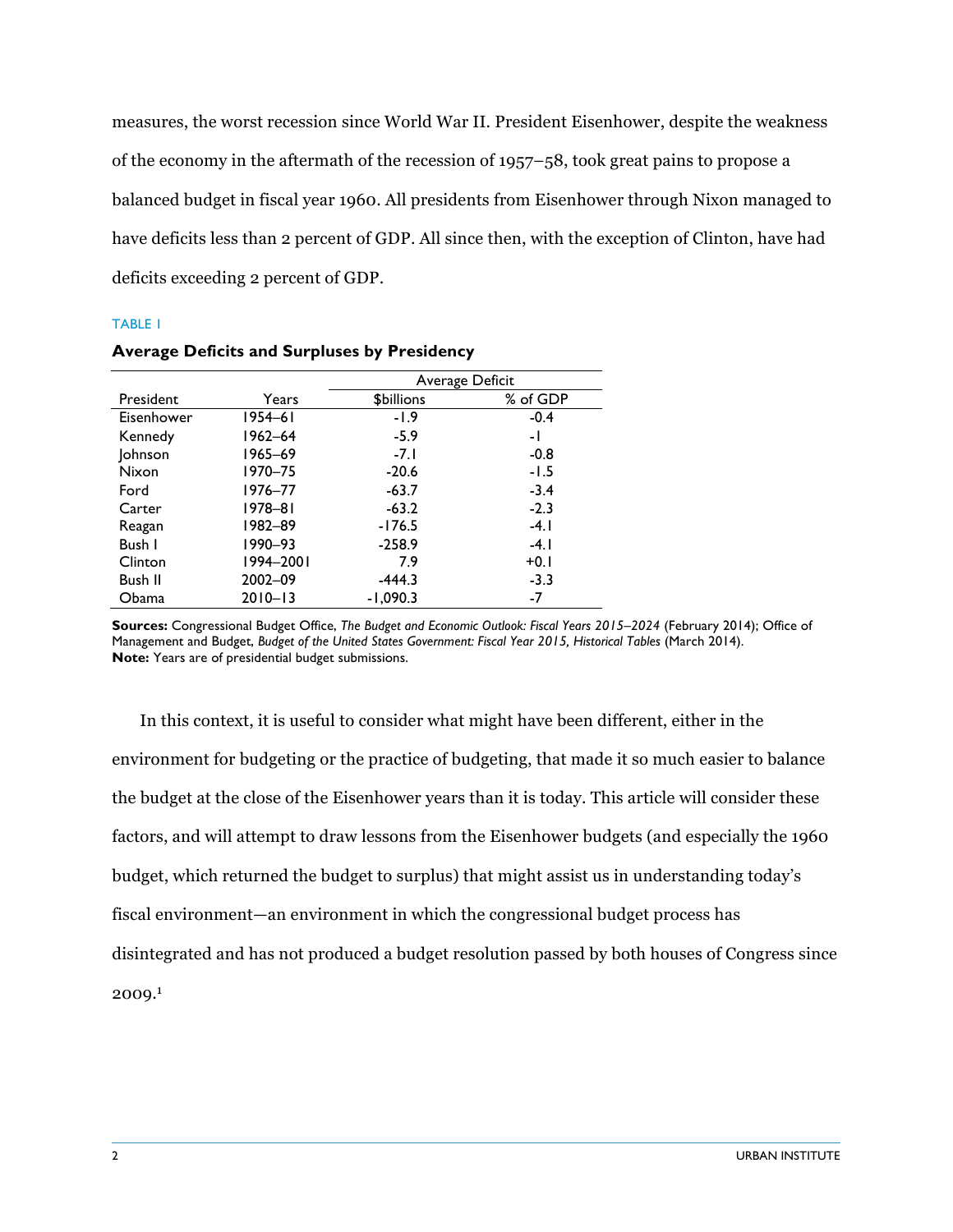measures, the worst recession since World War II. President Eisenhower, despite the weakness of the economy in the aftermath of the recession of 1957–58, took great pains to propose a balanced budget in fiscal year 1960. All presidents from Eisenhower through Nixon managed to have deficits less than 2 percent of GDP. All since then, with the exception of Clinton, have had deficits exceeding 2 percent of GDP.

TABLE 1

**Average Deficits and Surpluses by Presidency**

| | | Average Deficit | |
|---|---|---|---|
| President | Years | $billions | % of GDP |
| Eisenhower | 1954–61 | -1.9 | -0.4 |
| Kennedy | 1962–64 | -5.9 | -1 |
| Johnson | 1965–69 | -7.1 | -0.8 |
| Nixon | 1970–75 | -20.6 | -1.5 |
| Ford | 1976–77 | -63.7 | -3.4 |
| Carter | 1978–81 | -63.2 | -2.3 |
| Reagan | 1982–89 | -176.5 | -4.1 |
| Bush I | 1990–93 | -258.9 | -4.1 |
| Clinton | 1994–2001 | 7.9 | +0.1 |
| Bush II | 2002–09 | -444.3 | -3.3 |
| Obama | 2010–13 | -1,090.3 | -7 |

**Sources:** Congressional Budget Office, *The Budget and Economic Outlook: Fiscal Years 2015–2024* (February 2014); Office of Management and Budget, *Budget of the United States Government: Fiscal Year 2015, Historical Tables* (March 2014).
**Note:** Years are of presidential budget submissions.

In this context, it is useful to consider what might have been different, either in the environment for budgeting or the practice of budgeting, that made it so much easier to balance the budget at the close of the Eisenhower years than it is today. This article will consider these factors, and will attempt to draw lessons from the Eisenhower budgets (and especially the 1960 budget, which returned the budget to surplus) that might assist us in understanding today's fiscal environment—an environment in which the congressional budget process has disintegrated and has not produced a budget resolution passed by both houses of Congress since 2009.[1]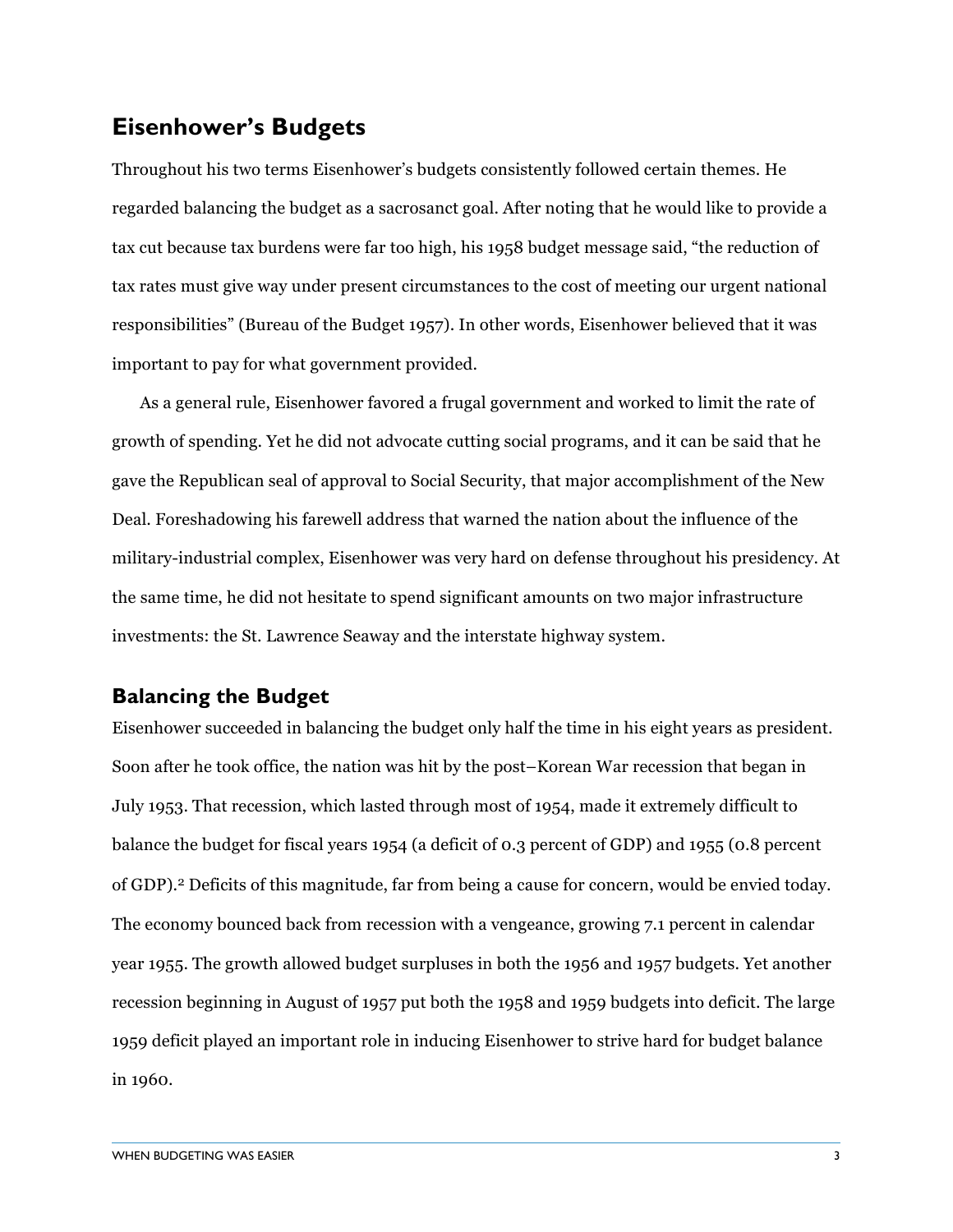## Eisenhower's Budgets

Throughout his two terms Eisenhower's budgets consistently followed certain themes. He regarded balancing the budget as a sacrosanct goal. After noting that he would like to provide a tax cut because tax burdens were far too high, his 1958 budget message said, "the reduction of tax rates must give way under present circumstances to the cost of meeting our urgent national responsibilities" (Bureau of the Budget 1957). In other words, Eisenhower believed that it was important to pay for what government provided.

As a general rule, Eisenhower favored a frugal government and worked to limit the rate of growth of spending. Yet he did not advocate cutting social programs, and it can be said that he gave the Republican seal of approval to Social Security, that major accomplishment of the New Deal. Foreshadowing his farewell address that warned the nation about the influence of the military-industrial complex, Eisenhower was very hard on defense throughout his presidency. At the same time, he did not hesitate to spend significant amounts on two major infrastructure investments: the St. Lawrence Seaway and the interstate highway system.

### Balancing the Budget

Eisenhower succeeded in balancing the budget only half the time in his eight years as president. Soon after he took office, the nation was hit by the post–Korean War recession that began in July 1953. That recession, which lasted through most of 1954, made it extremely difficult to balance the budget for fiscal years 1954 (a deficit of 0.3 percent of GDP) and 1955 (0.8 percent of GDP).[2] Deficits of this magnitude, far from being a cause for concern, would be envied today. The economy bounced back from recession with a vengeance, growing 7.1 percent in calendar year 1955. The growth allowed budget surpluses in both the 1956 and 1957 budgets. Yet another recession beginning in August of 1957 put both the 1958 and 1959 budgets into deficit. The large 1959 deficit played an important role in inducing Eisenhower to strive hard for budget balance in 1960.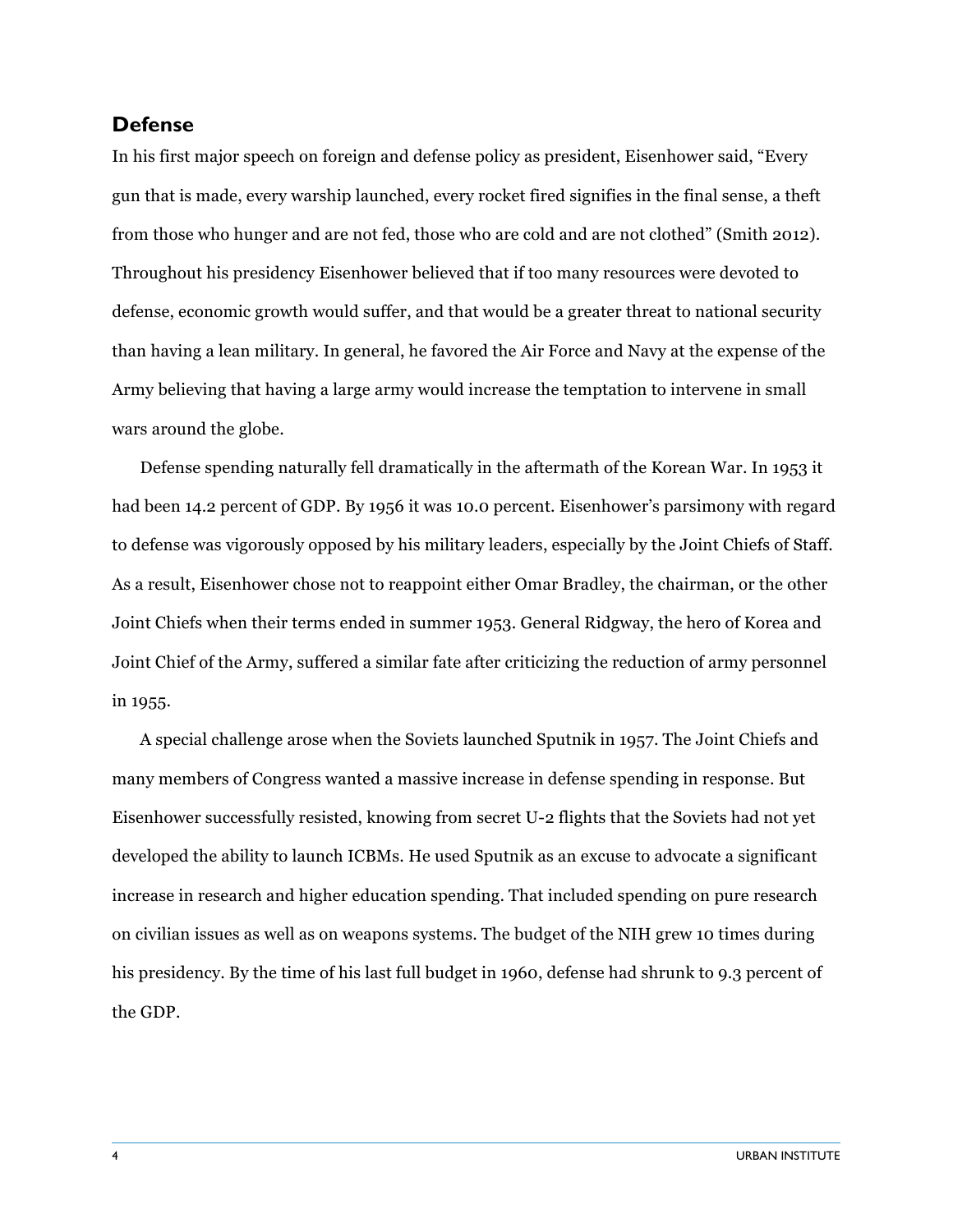## Defense

In his first major speech on foreign and defense policy as president, Eisenhower said, "Every gun that is made, every warship launched, every rocket fired signifies in the final sense, a theft from those who hunger and are not fed, those who are cold and are not clothed" (Smith 2012). Throughout his presidency Eisenhower believed that if too many resources were devoted to defense, economic growth would suffer, and that would be a greater threat to national security than having a lean military. In general, he favored the Air Force and Navy at the expense of the Army believing that having a large army would increase the temptation to intervene in small wars around the globe.

Defense spending naturally fell dramatically in the aftermath of the Korean War. In 1953 it had been 14.2 percent of GDP. By 1956 it was 10.0 percent. Eisenhower's parsimony with regard to defense was vigorously opposed by his military leaders, especially by the Joint Chiefs of Staff. As a result, Eisenhower chose not to reappoint either Omar Bradley, the chairman, or the other Joint Chiefs when their terms ended in summer 1953. General Ridgway, the hero of Korea and Joint Chief of the Army, suffered a similar fate after criticizing the reduction of army personnel in 1955.

A special challenge arose when the Soviets launched Sputnik in 1957. The Joint Chiefs and many members of Congress wanted a massive increase in defense spending in response. But Eisenhower successfully resisted, knowing from secret U-2 flights that the Soviets had not yet developed the ability to launch ICBMs. He used Sputnik as an excuse to advocate a significant increase in research and higher education spending. That included spending on pure research on civilian issues as well as on weapons systems. The budget of the NIH grew 10 times during his presidency. By the time of his last full budget in 1960, defense had shrunk to 9.3 percent of the GDP.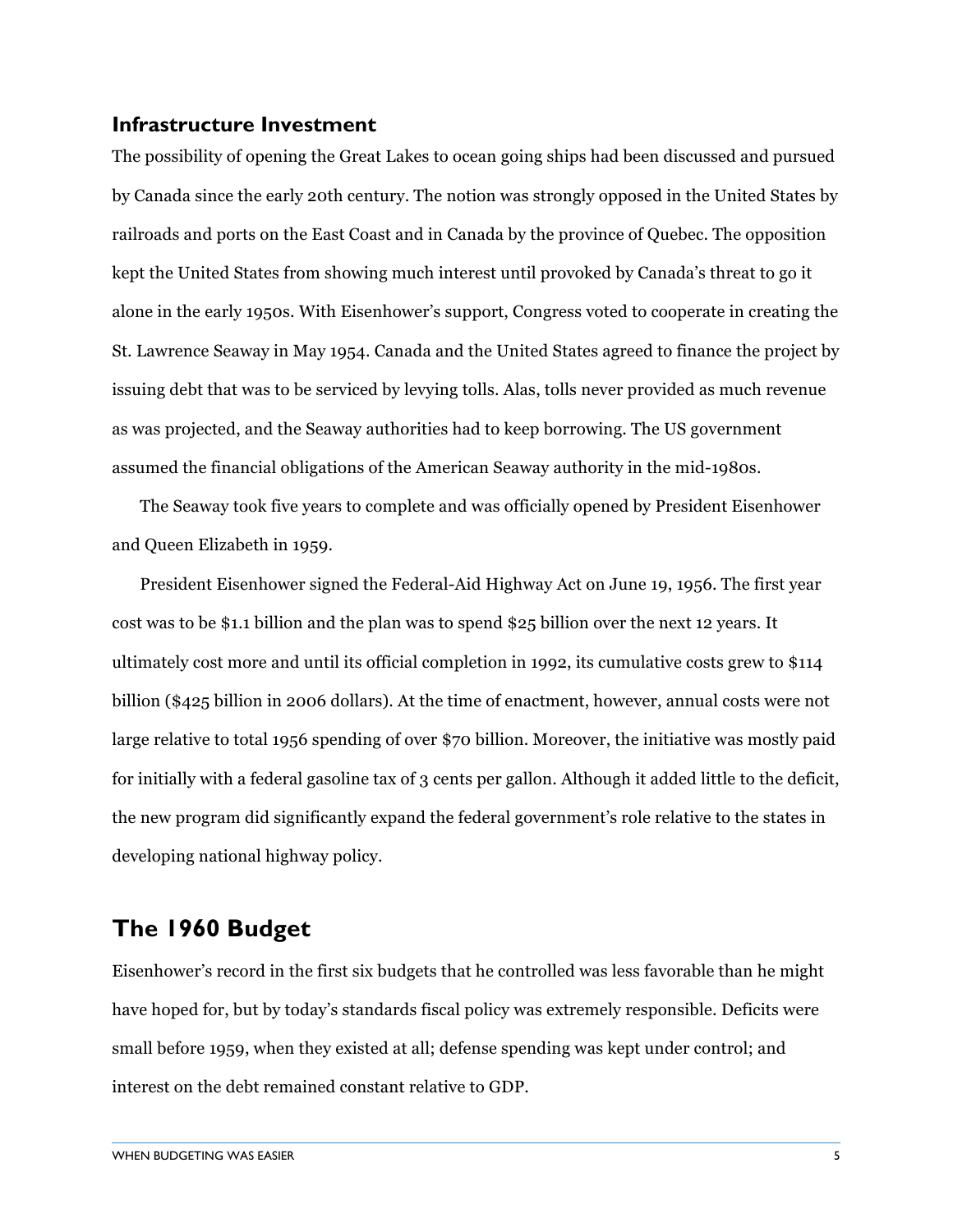### Infrastructure Investment

The possibility of opening the Great Lakes to ocean going ships had been discussed and pursued by Canada since the early 20th century. The notion was strongly opposed in the United States by railroads and ports on the East Coast and in Canada by the province of Quebec. The opposition kept the United States from showing much interest until provoked by Canada's threat to go it alone in the early 1950s. With Eisenhower's support, Congress voted to cooperate in creating the St. Lawrence Seaway in May 1954. Canada and the United States agreed to finance the project by issuing debt that was to be serviced by levying tolls. Alas, tolls never provided as much revenue as was projected, and the Seaway authorities had to keep borrowing. The US government assumed the financial obligations of the American Seaway authority in the mid-1980s.

The Seaway took five years to complete and was officially opened by President Eisenhower and Queen Elizabeth in 1959.

President Eisenhower signed the Federal-Aid Highway Act on June 19, 1956. The first year cost was to be $1.1 billion and the plan was to spend $25 billion over the next 12 years. It ultimately cost more and until its official completion in 1992, its cumulative costs grew to $114 billion ($425 billion in 2006 dollars). At the time of enactment, however, annual costs were not large relative to total 1956 spending of over $70 billion. Moreover, the initiative was mostly paid for initially with a federal gasoline tax of 3 cents per gallon. Although it added little to the deficit, the new program did significantly expand the federal government's role relative to the states in developing national highway policy.

## The 1960 Budget

Eisenhower's record in the first six budgets that he controlled was less favorable than he might have hoped for, but by today's standards fiscal policy was extremely responsible. Deficits were small before 1959, when they existed at all; defense spending was kept under control; and interest on the debt remained constant relative to GDP.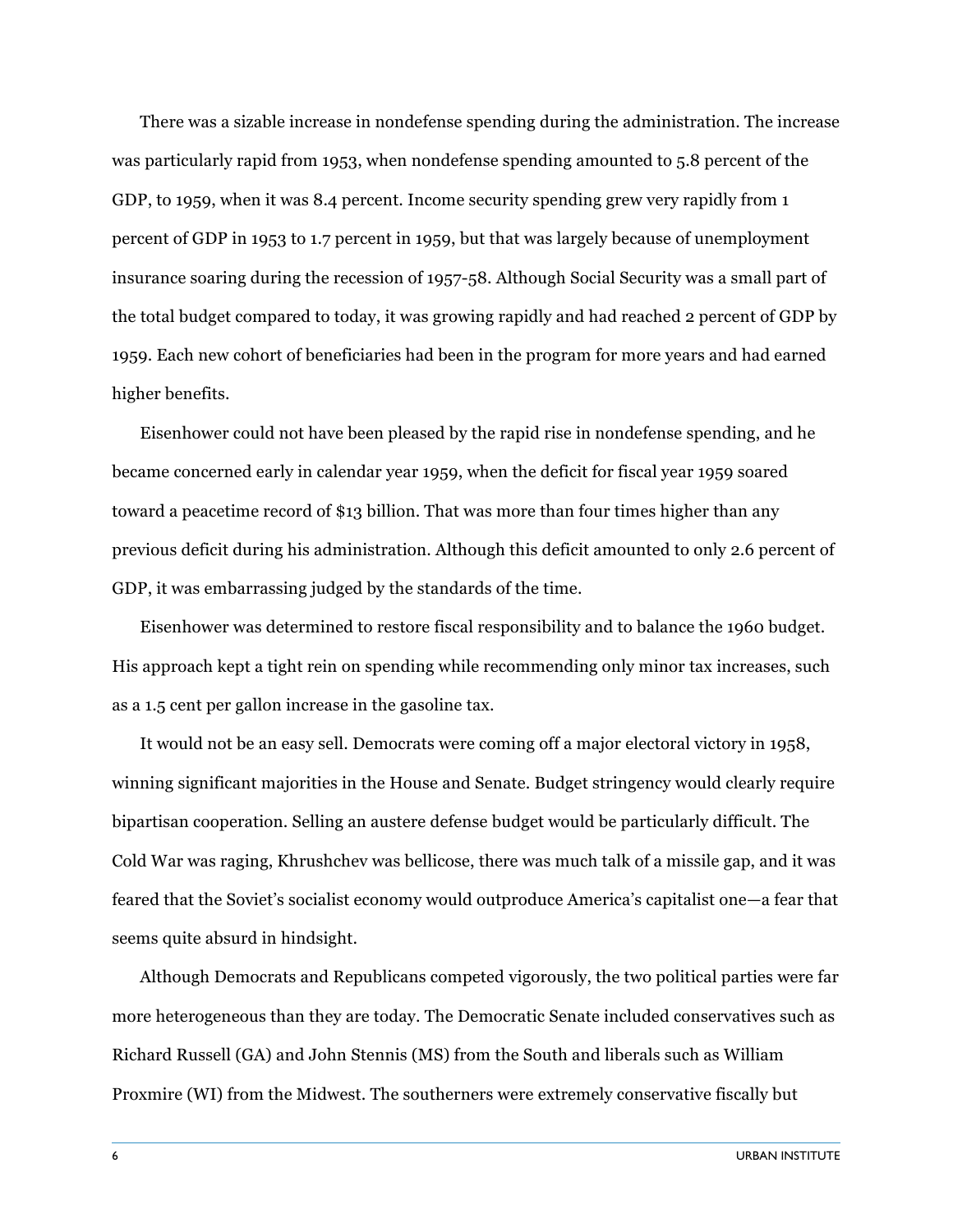There was a sizable increase in nondefense spending during the administration. The increase was particularly rapid from 1953, when nondefense spending amounted to 5.8 percent of the GDP, to 1959, when it was 8.4 percent. Income security spending grew very rapidly from 1 percent of GDP in 1953 to 1.7 percent in 1959, but that was largely because of unemployment insurance soaring during the recession of 1957-58. Although Social Security was a small part of the total budget compared to today, it was growing rapidly and had reached 2 percent of GDP by 1959. Each new cohort of beneficiaries had been in the program for more years and had earned higher benefits.

Eisenhower could not have been pleased by the rapid rise in nondefense spending, and he became concerned early in calendar year 1959, when the deficit for fiscal year 1959 soared toward a peacetime record of $13 billion. That was more than four times higher than any previous deficit during his administration. Although this deficit amounted to only 2.6 percent of GDP, it was embarrassing judged by the standards of the time.

Eisenhower was determined to restore fiscal responsibility and to balance the 1960 budget. His approach kept a tight rein on spending while recommending only minor tax increases, such as a 1.5 cent per gallon increase in the gasoline tax.

It would not be an easy sell. Democrats were coming off a major electoral victory in 1958, winning significant majorities in the House and Senate. Budget stringency would clearly require bipartisan cooperation. Selling an austere defense budget would be particularly difficult. The Cold War was raging, Khrushchev was bellicose, there was much talk of a missile gap, and it was feared that the Soviet's socialist economy would outproduce America's capitalist one—a fear that seems quite absurd in hindsight.

Although Democrats and Republicans competed vigorously, the two political parties were far more heterogeneous than they are today. The Democratic Senate included conservatives such as Richard Russell (GA) and John Stennis (MS) from the South and liberals such as William Proxmire (WI) from the Midwest. The southerners were extremely conservative fiscally but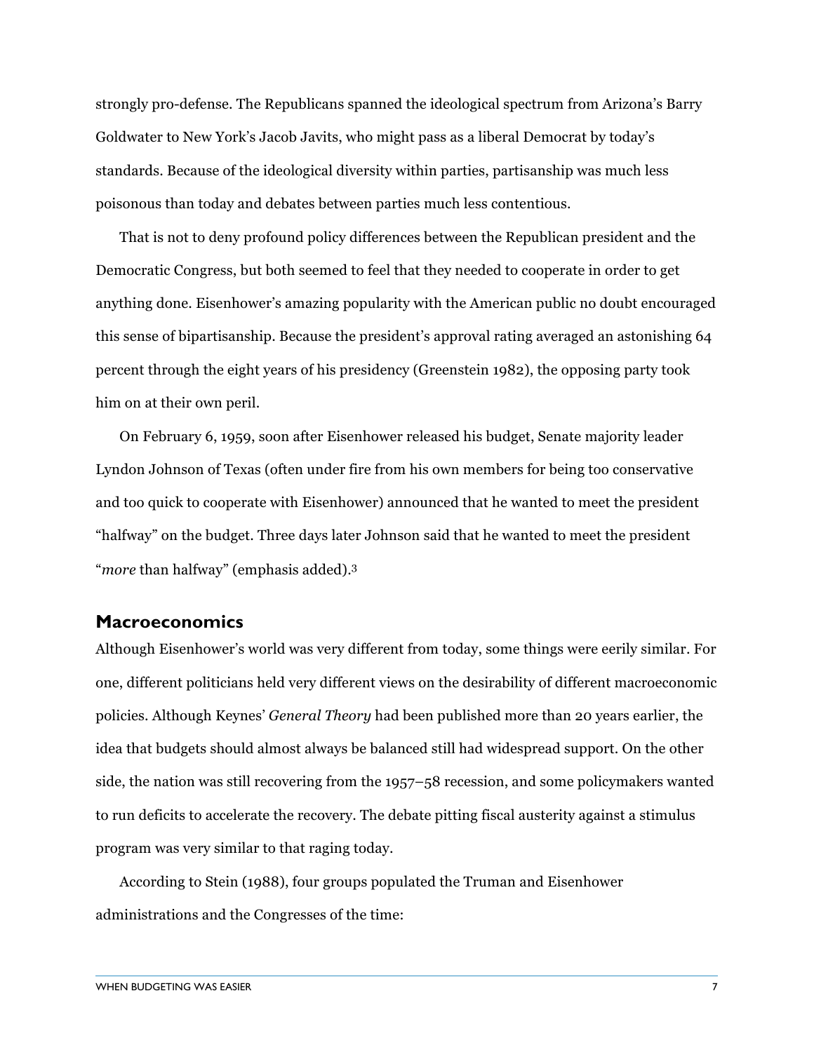strongly pro-defense. The Republicans spanned the ideological spectrum from Arizona's Barry Goldwater to New York's Jacob Javits, who might pass as a liberal Democrat by today's standards. Because of the ideological diversity within parties, partisanship was much less poisonous than today and debates between parties much less contentious.

That is not to deny profound policy differences between the Republican president and the Democratic Congress, but both seemed to feel that they needed to cooperate in order to get anything done. Eisenhower's amazing popularity with the American public no doubt encouraged this sense of bipartisanship. Because the president's approval rating averaged an astonishing 64 percent through the eight years of his presidency (Greenstein 1982), the opposing party took him on at their own peril.

On February 6, 1959, soon after Eisenhower released his budget, Senate majority leader Lyndon Johnson of Texas (often under fire from his own members for being too conservative and too quick to cooperate with Eisenhower) announced that he wanted to meet the president "halfway" on the budget. Three days later Johnson said that he wanted to meet the president "*more* than halfway" (emphasis added).[3]

## Macroeconomics

Although Eisenhower's world was very different from today, some things were eerily similar. For one, different politicians held very different views on the desirability of different macroeconomic policies. Although Keynes' *General Theory* had been published more than 20 years earlier, the idea that budgets should almost always be balanced still had widespread support. On the other side, the nation was still recovering from the 1957–58 recession, and some policymakers wanted to run deficits to accelerate the recovery. The debate pitting fiscal austerity against a stimulus program was very similar to that raging today.

According to Stein (1988), four groups populated the Truman and Eisenhower administrations and the Congresses of the time: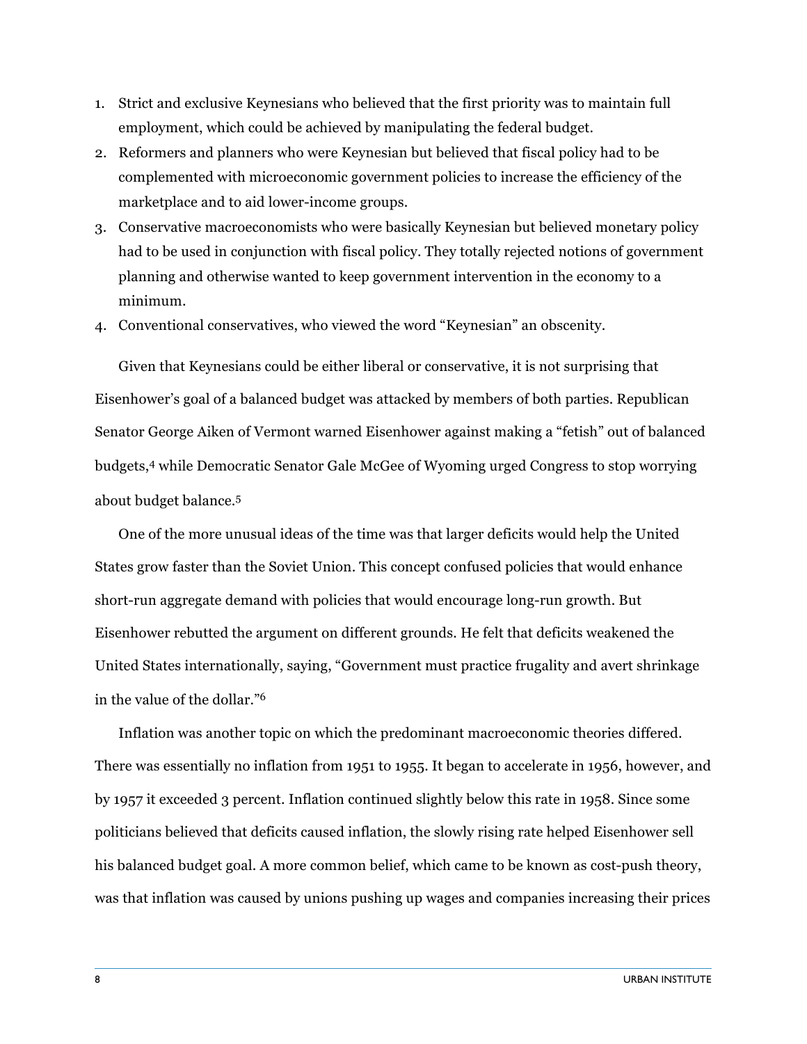1. Strict and exclusive Keynesians who believed that the first priority was to maintain full employment, which could be achieved by manipulating the federal budget.
2. Reformers and planners who were Keynesian but believed that fiscal policy had to be complemented with microeconomic government policies to increase the efficiency of the marketplace and to aid lower-income groups.
3. Conservative macroeconomists who were basically Keynesian but believed monetary policy had to be used in conjunction with fiscal policy. They totally rejected notions of government planning and otherwise wanted to keep government intervention in the economy to a minimum.
4. Conventional conservatives, who viewed the word "Keynesian" an obscenity.

Given that Keynesians could be either liberal or conservative, it is not surprising that Eisenhower's goal of a balanced budget was attacked by members of both parties. Republican Senator George Aiken of Vermont warned Eisenhower against making a "fetish" out of balanced budgets,[4] while Democratic Senator Gale McGee of Wyoming urged Congress to stop worrying about budget balance.[5]

One of the more unusual ideas of the time was that larger deficits would help the United States grow faster than the Soviet Union. This concept confused policies that would enhance short-run aggregate demand with policies that would encourage long-run growth. But Eisenhower rebutted the argument on different grounds. He felt that deficits weakened the United States internationally, saying, "Government must practice frugality and avert shrinkage in the value of the dollar."[6]

Inflation was another topic on which the predominant macroeconomic theories differed. There was essentially no inflation from 1951 to 1955. It began to accelerate in 1956, however, and by 1957 it exceeded 3 percent. Inflation continued slightly below this rate in 1958. Since some politicians believed that deficits caused inflation, the slowly rising rate helped Eisenhower sell his balanced budget goal. A more common belief, which came to be known as cost-push theory, was that inflation was caused by unions pushing up wages and companies increasing their prices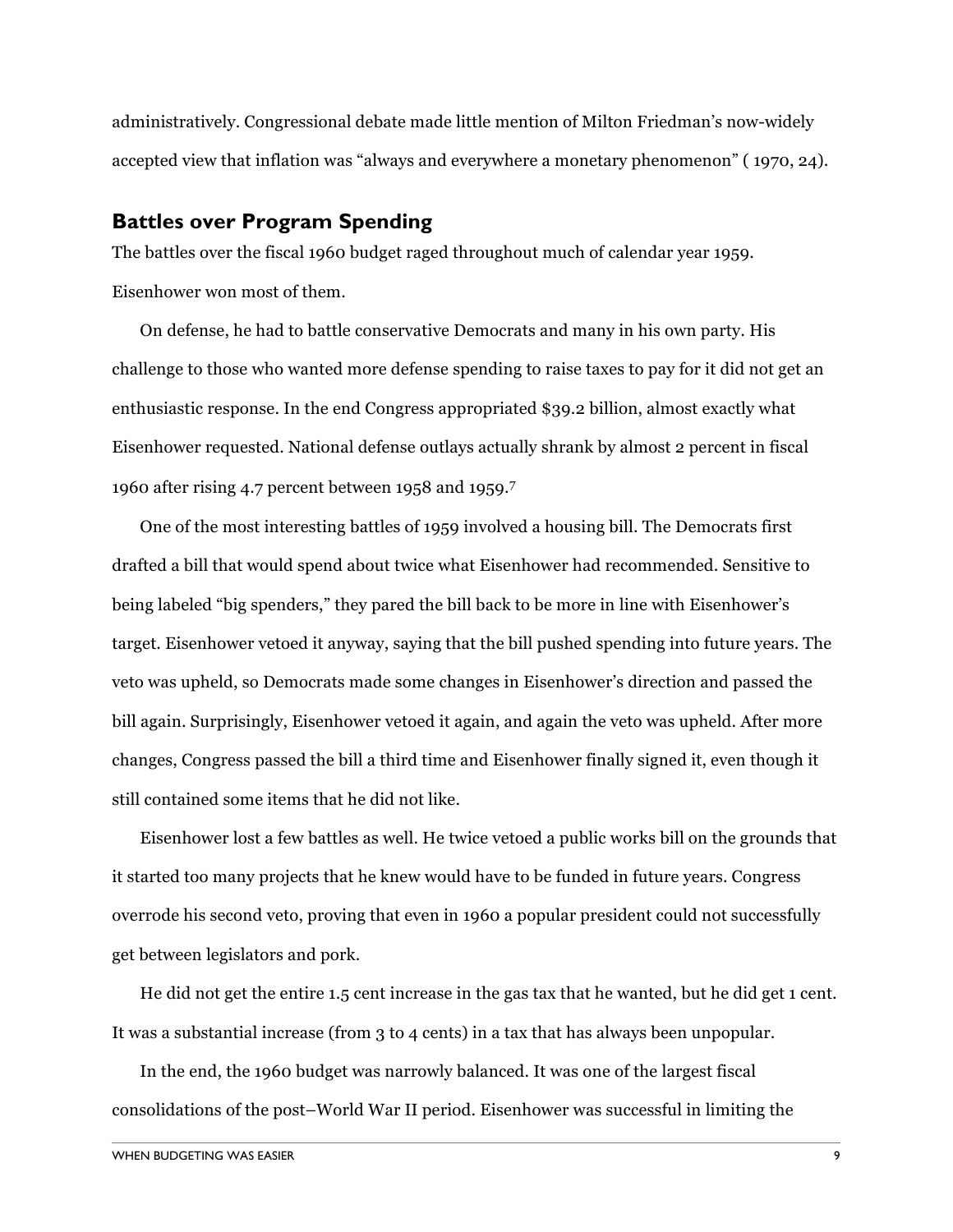administratively. Congressional debate made little mention of Milton Friedman's now-widely accepted view that inflation was "always and everywhere a monetary phenomenon" ( 1970, 24).

## Battles over Program Spending

The battles over the fiscal 1960 budget raged throughout much of calendar year 1959. Eisenhower won most of them.

On defense, he had to battle conservative Democrats and many in his own party. His challenge to those who wanted more defense spending to raise taxes to pay for it did not get an enthusiastic response. In the end Congress appropriated $39.2 billion, almost exactly what Eisenhower requested. National defense outlays actually shrank by almost 2 percent in fiscal 1960 after rising 4.7 percent between 1958 and 1959.[7]

One of the most interesting battles of 1959 involved a housing bill. The Democrats first drafted a bill that would spend about twice what Eisenhower had recommended. Sensitive to being labeled "big spenders," they pared the bill back to be more in line with Eisenhower's target. Eisenhower vetoed it anyway, saying that the bill pushed spending into future years. The veto was upheld, so Democrats made some changes in Eisenhower's direction and passed the bill again. Surprisingly, Eisenhower vetoed it again, and again the veto was upheld. After more changes, Congress passed the bill a third time and Eisenhower finally signed it, even though it still contained some items that he did not like.

Eisenhower lost a few battles as well. He twice vetoed a public works bill on the grounds that it started too many projects that he knew would have to be funded in future years. Congress overrode his second veto, proving that even in 1960 a popular president could not successfully get between legislators and pork.

He did not get the entire 1.5 cent increase in the gas tax that he wanted, but he did get 1 cent. It was a substantial increase (from 3 to 4 cents) in a tax that has always been unpopular.

In the end, the 1960 budget was narrowly balanced. It was one of the largest fiscal consolidations of the post–World War II period. Eisenhower was successful in limiting the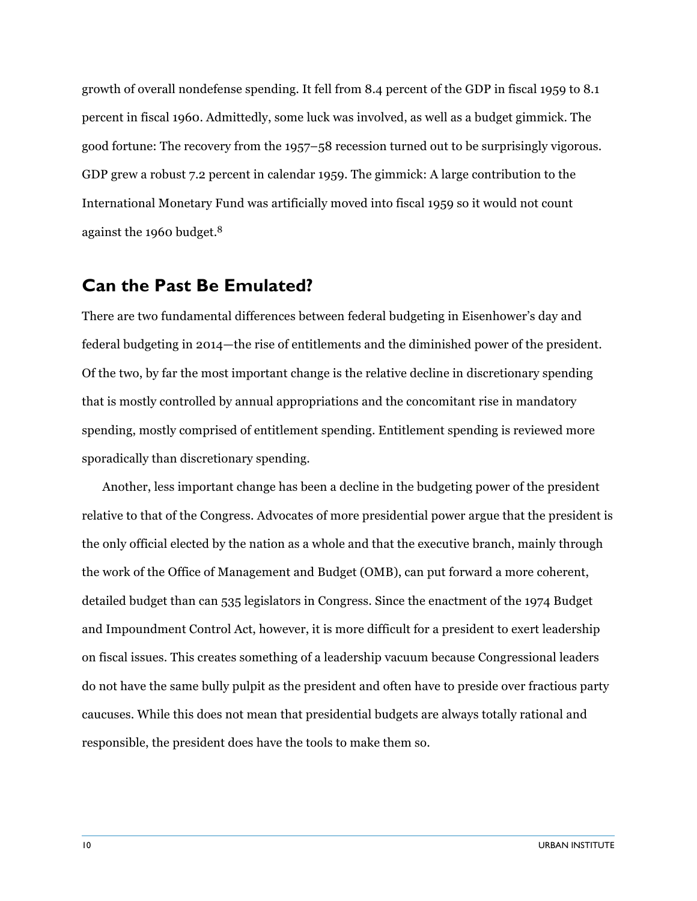growth of overall nondefense spending. It fell from 8.4 percent of the GDP in fiscal 1959 to 8.1 percent in fiscal 1960. Admittedly, some luck was involved, as well as a budget gimmick. The good fortune: The recovery from the 1957–58 recession turned out to be surprisingly vigorous. GDP grew a robust 7.2 percent in calendar 1959. The gimmick: A large contribution to the International Monetary Fund was artificially moved into fiscal 1959 so it would not count against the 1960 budget.[8]

## Can the Past Be Emulated?

There are two fundamental differences between federal budgeting in Eisenhower's day and federal budgeting in 2014—the rise of entitlements and the diminished power of the president. Of the two, by far the most important change is the relative decline in discretionary spending that is mostly controlled by annual appropriations and the concomitant rise in mandatory spending, mostly comprised of entitlement spending. Entitlement spending is reviewed more sporadically than discretionary spending.

Another, less important change has been a decline in the budgeting power of the president relative to that of the Congress. Advocates of more presidential power argue that the president is the only official elected by the nation as a whole and that the executive branch, mainly through the work of the Office of Management and Budget (OMB), can put forward a more coherent, detailed budget than can 535 legislators in Congress. Since the enactment of the 1974 Budget and Impoundment Control Act, however, it is more difficult for a president to exert leadership on fiscal issues. This creates something of a leadership vacuum because Congressional leaders do not have the same bully pulpit as the president and often have to preside over fractious party caucuses. While this does not mean that presidential budgets are always totally rational and responsible, the president does have the tools to make them so.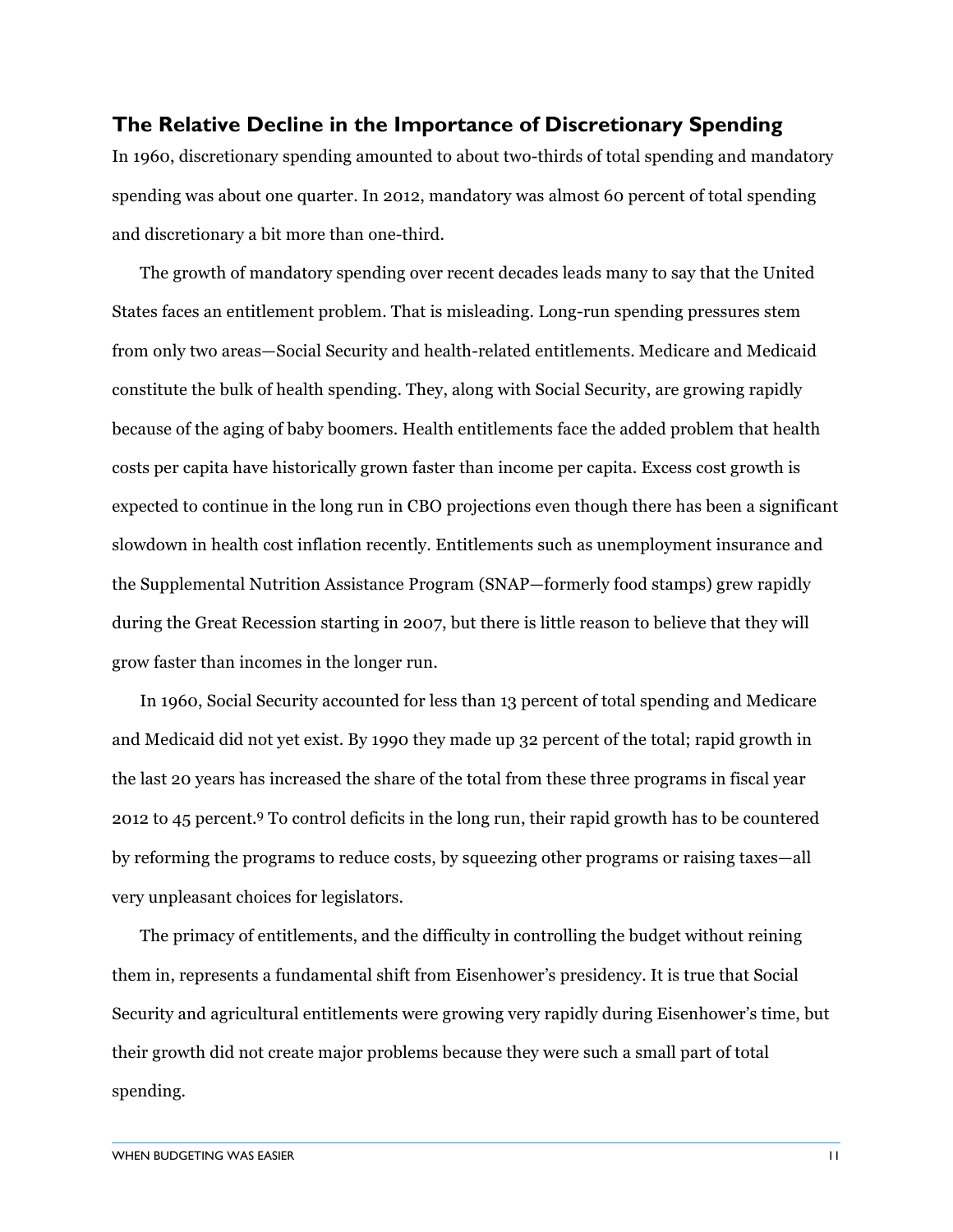## The Relative Decline in the Importance of Discretionary Spending

In 1960, discretionary spending amounted to about two-thirds of total spending and mandatory spending was about one quarter. In 2012, mandatory was almost 60 percent of total spending and discretionary a bit more than one-third.

The growth of mandatory spending over recent decades leads many to say that the United States faces an entitlement problem. That is misleading. Long-run spending pressures stem from only two areas—Social Security and health-related entitlements. Medicare and Medicaid constitute the bulk of health spending. They, along with Social Security, are growing rapidly because of the aging of baby boomers. Health entitlements face the added problem that health costs per capita have historically grown faster than income per capita. Excess cost growth is expected to continue in the long run in CBO projections even though there has been a significant slowdown in health cost inflation recently. Entitlements such as unemployment insurance and the Supplemental Nutrition Assistance Program (SNAP—formerly food stamps) grew rapidly during the Great Recession starting in 2007, but there is little reason to believe that they will grow faster than incomes in the longer run.

In 1960, Social Security accounted for less than 13 percent of total spending and Medicare and Medicaid did not yet exist. By 1990 they made up 32 percent of the total; rapid growth in the last 20 years has increased the share of the total from these three programs in fiscal year 2012 to 45 percent.[9] To control deficits in the long run, their rapid growth has to be countered by reforming the programs to reduce costs, by squeezing other programs or raising taxes—all very unpleasant choices for legislators.

The primacy of entitlements, and the difficulty in controlling the budget without reining them in, represents a fundamental shift from Eisenhower's presidency. It is true that Social Security and agricultural entitlements were growing very rapidly during Eisenhower's time, but their growth did not create major problems because they were such a small part of total spending.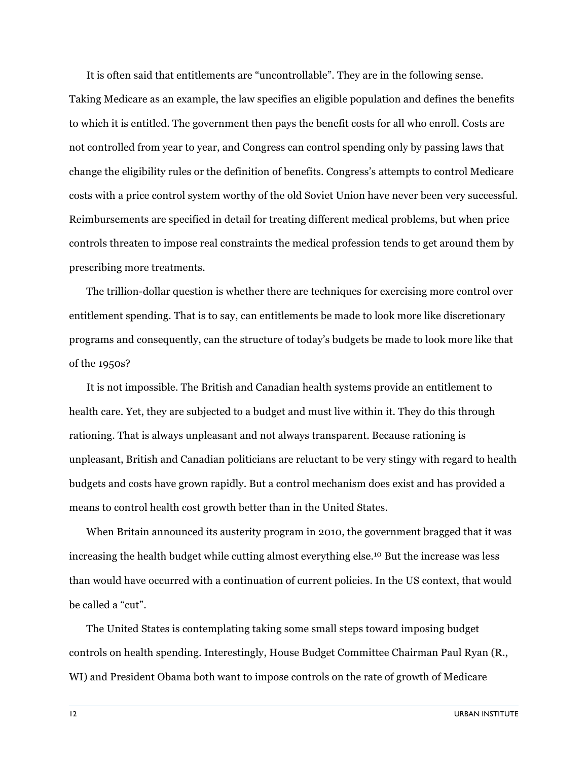It is often said that entitlements are "uncontrollable". They are in the following sense. Taking Medicare as an example, the law specifies an eligible population and defines the benefits to which it is entitled. The government then pays the benefit costs for all who enroll. Costs are not controlled from year to year, and Congress can control spending only by passing laws that change the eligibility rules or the definition of benefits. Congress's attempts to control Medicare costs with a price control system worthy of the old Soviet Union have never been very successful. Reimbursements are specified in detail for treating different medical problems, but when price controls threaten to impose real constraints the medical profession tends to get around them by prescribing more treatments.

The trillion-dollar question is whether there are techniques for exercising more control over entitlement spending. That is to say, can entitlements be made to look more like discretionary programs and consequently, can the structure of today's budgets be made to look more like that of the 1950s?

It is not impossible. The British and Canadian health systems provide an entitlement to health care. Yet, they are subjected to a budget and must live within it. They do this through rationing. That is always unpleasant and not always transparent. Because rationing is unpleasant, British and Canadian politicians are reluctant to be very stingy with regard to health budgets and costs have grown rapidly. But a control mechanism does exist and has provided a means to control health cost growth better than in the United States.

When Britain announced its austerity program in 2010, the government bragged that it was increasing the health budget while cutting almost everything else.[10] But the increase was less than would have occurred with a continuation of current policies. In the US context, that would be called a "cut".

The United States is contemplating taking some small steps toward imposing budget controls on health spending. Interestingly, House Budget Committee Chairman Paul Ryan (R., WI) and President Obama both want to impose controls on the rate of growth of Medicare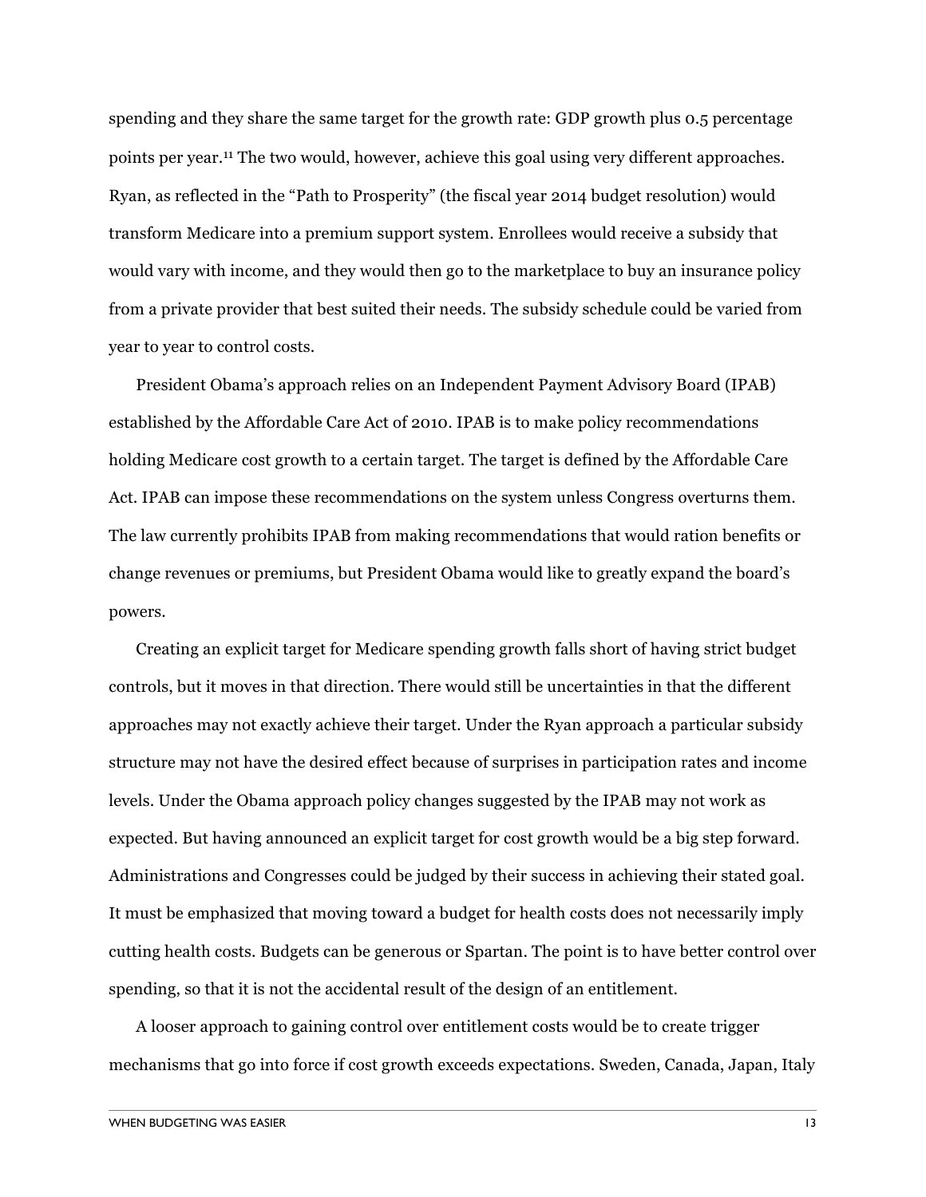spending and they share the same target for the growth rate: GDP growth plus 0.5 percentage points per year.[11] The two would, however, achieve this goal using very different approaches. Ryan, as reflected in the "Path to Prosperity" (the fiscal year 2014 budget resolution) would transform Medicare into a premium support system. Enrollees would receive a subsidy that would vary with income, and they would then go to the marketplace to buy an insurance policy from a private provider that best suited their needs. The subsidy schedule could be varied from year to year to control costs.

President Obama's approach relies on an Independent Payment Advisory Board (IPAB) established by the Affordable Care Act of 2010. IPAB is to make policy recommendations holding Medicare cost growth to a certain target. The target is defined by the Affordable Care Act. IPAB can impose these recommendations on the system unless Congress overturns them. The law currently prohibits IPAB from making recommendations that would ration benefits or change revenues or premiums, but President Obama would like to greatly expand the board's powers.

Creating an explicit target for Medicare spending growth falls short of having strict budget controls, but it moves in that direction. There would still be uncertainties in that the different approaches may not exactly achieve their target. Under the Ryan approach a particular subsidy structure may not have the desired effect because of surprises in participation rates and income levels. Under the Obama approach policy changes suggested by the IPAB may not work as expected. But having announced an explicit target for cost growth would be a big step forward. Administrations and Congresses could be judged by their success in achieving their stated goal. It must be emphasized that moving toward a budget for health costs does not necessarily imply cutting health costs. Budgets can be generous or Spartan. The point is to have better control over spending, so that it is not the accidental result of the design of an entitlement.

A looser approach to gaining control over entitlement costs would be to create trigger mechanisms that go into force if cost growth exceeds expectations. Sweden, Canada, Japan, Italy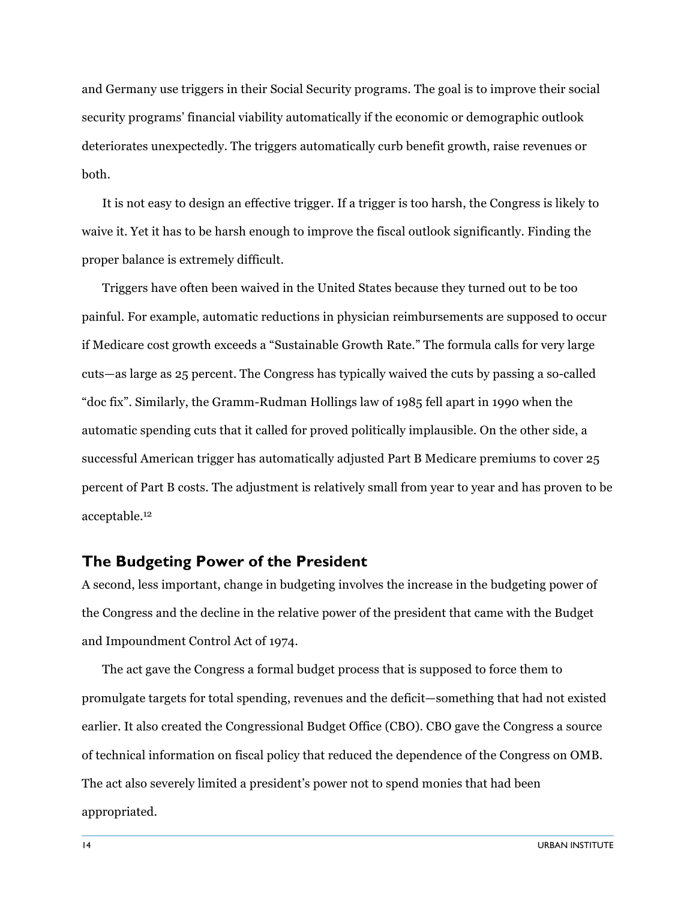and Germany use triggers in their Social Security programs. The goal is to improve their social security programs' financial viability automatically if the economic or demographic outlook deteriorates unexpectedly. The triggers automatically curb benefit growth, raise revenues or both.

It is not easy to design an effective trigger. If a trigger is too harsh, the Congress is likely to waive it. Yet it has to be harsh enough to improve the fiscal outlook significantly. Finding the proper balance is extremely difficult.

Triggers have often been waived in the United States because they turned out to be too painful. For example, automatic reductions in physician reimbursements are supposed to occur if Medicare cost growth exceeds a "Sustainable Growth Rate." The formula calls for very large cuts—as large as 25 percent. The Congress has typically waived the cuts by passing a so-called "doc fix". Similarly, the Gramm-Rudman Hollings law of 1985 fell apart in 1990 when the automatic spending cuts that it called for proved politically implausible. On the other side, a successful American trigger has automatically adjusted Part B Medicare premiums to cover 25 percent of Part B costs. The adjustment is relatively small from year to year and has proven to be acceptable.[12]

## The Budgeting Power of the President

A second, less important, change in budgeting involves the increase in the budgeting power of the Congress and the decline in the relative power of the president that came with the Budget and Impoundment Control Act of 1974.

The act gave the Congress a formal budget process that is supposed to force them to promulgate targets for total spending, revenues and the deficit—something that had not existed earlier. It also created the Congressional Budget Office (CBO). CBO gave the Congress a source of technical information on fiscal policy that reduced the dependence of the Congress on OMB. The act also severely limited a president's power not to spend monies that had been appropriated.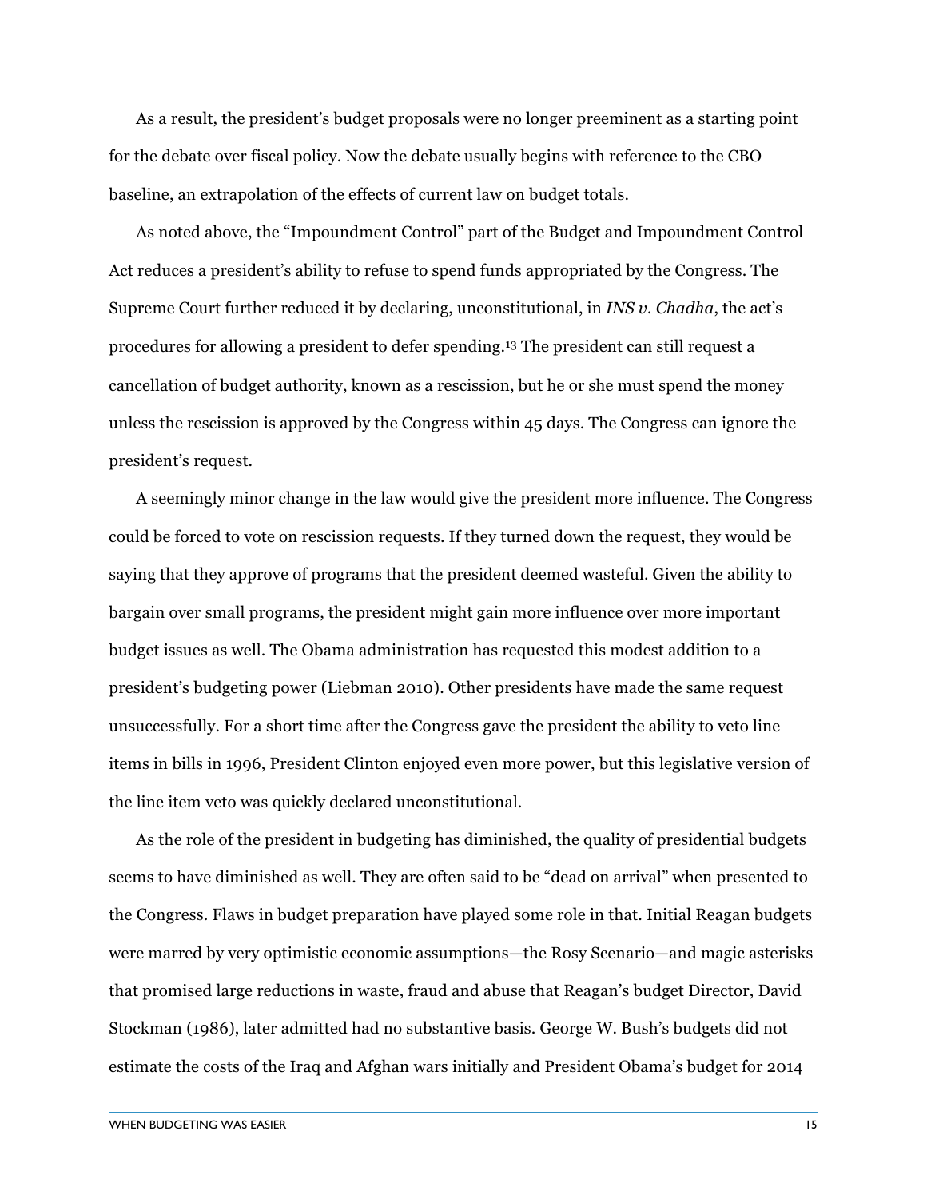As a result, the president's budget proposals were no longer preeminent as a starting point for the debate over fiscal policy. Now the debate usually begins with reference to the CBO baseline, an extrapolation of the effects of current law on budget totals.

As noted above, the "Impoundment Control" part of the Budget and Impoundment Control Act reduces a president's ability to refuse to spend funds appropriated by the Congress. The Supreme Court further reduced it by declaring, unconstitutional, in *INS v. Chadha*, the act's procedures for allowing a president to defer spending.[13] The president can still request a cancellation of budget authority, known as a rescission, but he or she must spend the money unless the rescission is approved by the Congress within 45 days. The Congress can ignore the president's request.

A seemingly minor change in the law would give the president more influence. The Congress could be forced to vote on rescission requests. If they turned down the request, they would be saying that they approve of programs that the president deemed wasteful. Given the ability to bargain over small programs, the president might gain more influence over more important budget issues as well. The Obama administration has requested this modest addition to a president's budgeting power (Liebman 2010). Other presidents have made the same request unsuccessfully. For a short time after the Congress gave the president the ability to veto line items in bills in 1996, President Clinton enjoyed even more power, but this legislative version of the line item veto was quickly declared unconstitutional.

As the role of the president in budgeting has diminished, the quality of presidential budgets seems to have diminished as well. They are often said to be "dead on arrival" when presented to the Congress. Flaws in budget preparation have played some role in that. Initial Reagan budgets were marred by very optimistic economic assumptions—the Rosy Scenario—and magic asterisks that promised large reductions in waste, fraud and abuse that Reagan's budget Director, David Stockman (1986), later admitted had no substantive basis. George W. Bush's budgets did not estimate the costs of the Iraq and Afghan wars initially and President Obama's budget for 2014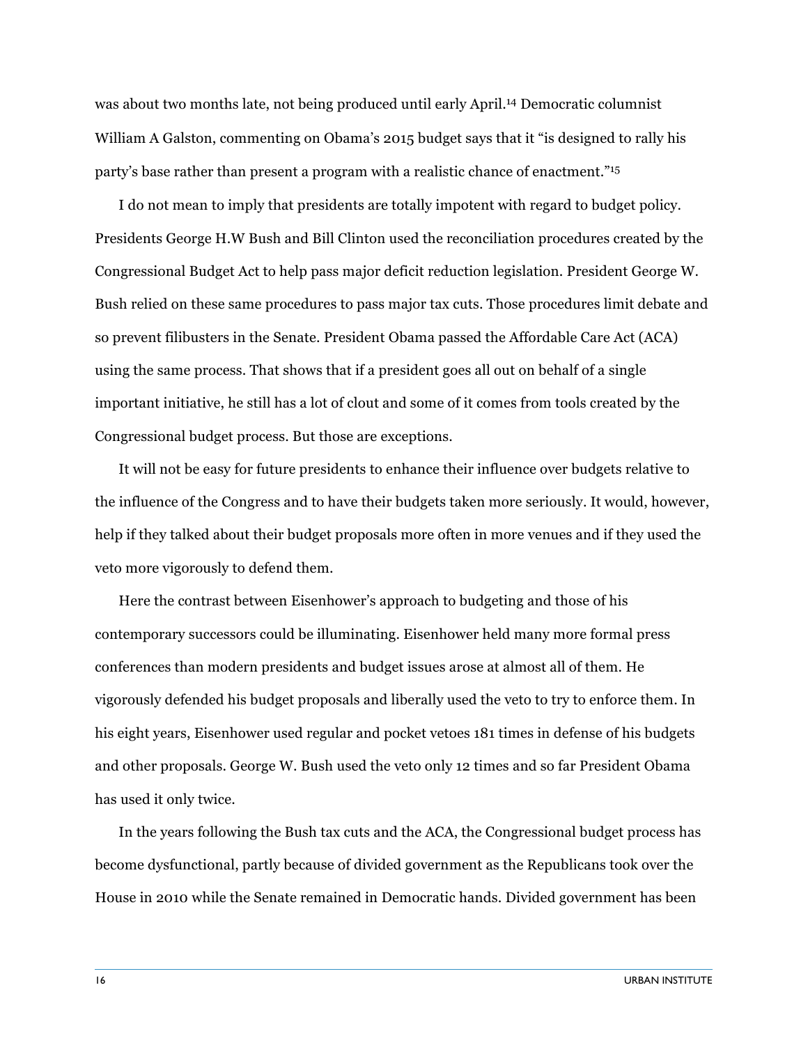was about two months late, not being produced until early April.[14] Democratic columnist William A Galston, commenting on Obama's 2015 budget says that it "is designed to rally his party's base rather than present a program with a realistic chance of enactment."[15]

I do not mean to imply that presidents are totally impotent with regard to budget policy. Presidents George H.W Bush and Bill Clinton used the reconciliation procedures created by the Congressional Budget Act to help pass major deficit reduction legislation. President George W. Bush relied on these same procedures to pass major tax cuts. Those procedures limit debate and so prevent filibusters in the Senate. President Obama passed the Affordable Care Act (ACA) using the same process. That shows that if a president goes all out on behalf of a single important initiative, he still has a lot of clout and some of it comes from tools created by the Congressional budget process. But those are exceptions.

It will not be easy for future presidents to enhance their influence over budgets relative to the influence of the Congress and to have their budgets taken more seriously. It would, however, help if they talked about their budget proposals more often in more venues and if they used the veto more vigorously to defend them.

Here the contrast between Eisenhower's approach to budgeting and those of his contemporary successors could be illuminating. Eisenhower held many more formal press conferences than modern presidents and budget issues arose at almost all of them. He vigorously defended his budget proposals and liberally used the veto to try to enforce them. In his eight years, Eisenhower used regular and pocket vetoes 181 times in defense of his budgets and other proposals. George W. Bush used the veto only 12 times and so far President Obama has used it only twice.

In the years following the Bush tax cuts and the ACA, the Congressional budget process has become dysfunctional, partly because of divided government as the Republicans took over the House in 2010 while the Senate remained in Democratic hands. Divided government has been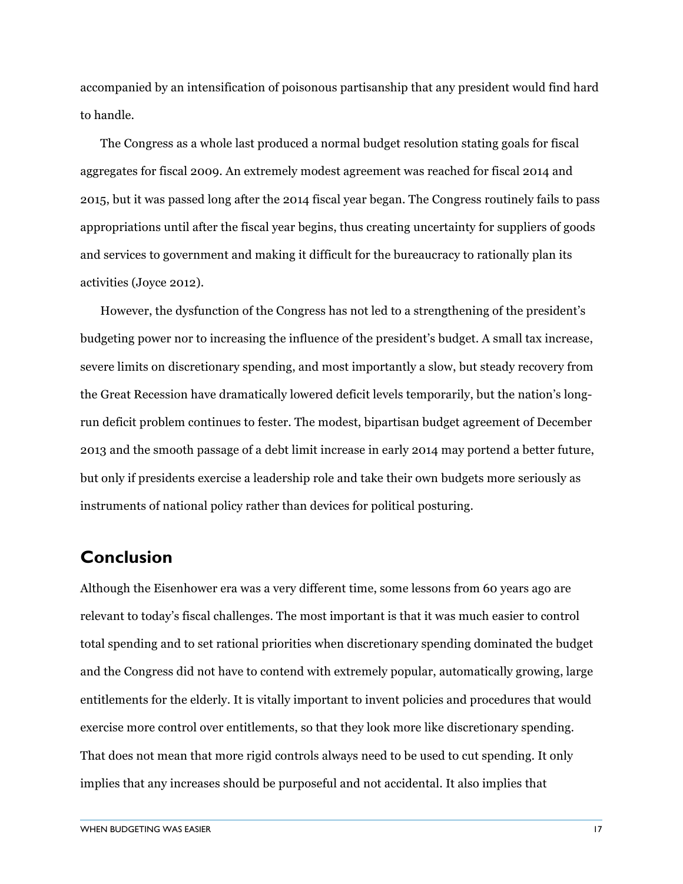accompanied by an intensification of poisonous partisanship that any president would find hard to handle.

The Congress as a whole last produced a normal budget resolution stating goals for fiscal aggregates for fiscal 2009. An extremely modest agreement was reached for fiscal 2014 and 2015, but it was passed long after the 2014 fiscal year began. The Congress routinely fails to pass appropriations until after the fiscal year begins, thus creating uncertainty for suppliers of goods and services to government and making it difficult for the bureaucracy to rationally plan its activities (Joyce 2012).

However, the dysfunction of the Congress has not led to a strengthening of the president's budgeting power nor to increasing the influence of the president's budget. A small tax increase, severe limits on discretionary spending, and most importantly a slow, but steady recovery from the Great Recession have dramatically lowered deficit levels temporarily, but the nation's long-run deficit problem continues to fester. The modest, bipartisan budget agreement of December 2013 and the smooth passage of a debt limit increase in early 2014 may portend a better future, but only if presidents exercise a leadership role and take their own budgets more seriously as instruments of national policy rather than devices for political posturing.

## Conclusion

Although the Eisenhower era was a very different time, some lessons from 60 years ago are relevant to today's fiscal challenges. The most important is that it was much easier to control total spending and to set rational priorities when discretionary spending dominated the budget and the Congress did not have to contend with extremely popular, automatically growing, large entitlements for the elderly. It is vitally important to invent policies and procedures that would exercise more control over entitlements, so that they look more like discretionary spending. That does not mean that more rigid controls always need to be used to cut spending. It only implies that any increases should be purposeful and not accidental. It also implies that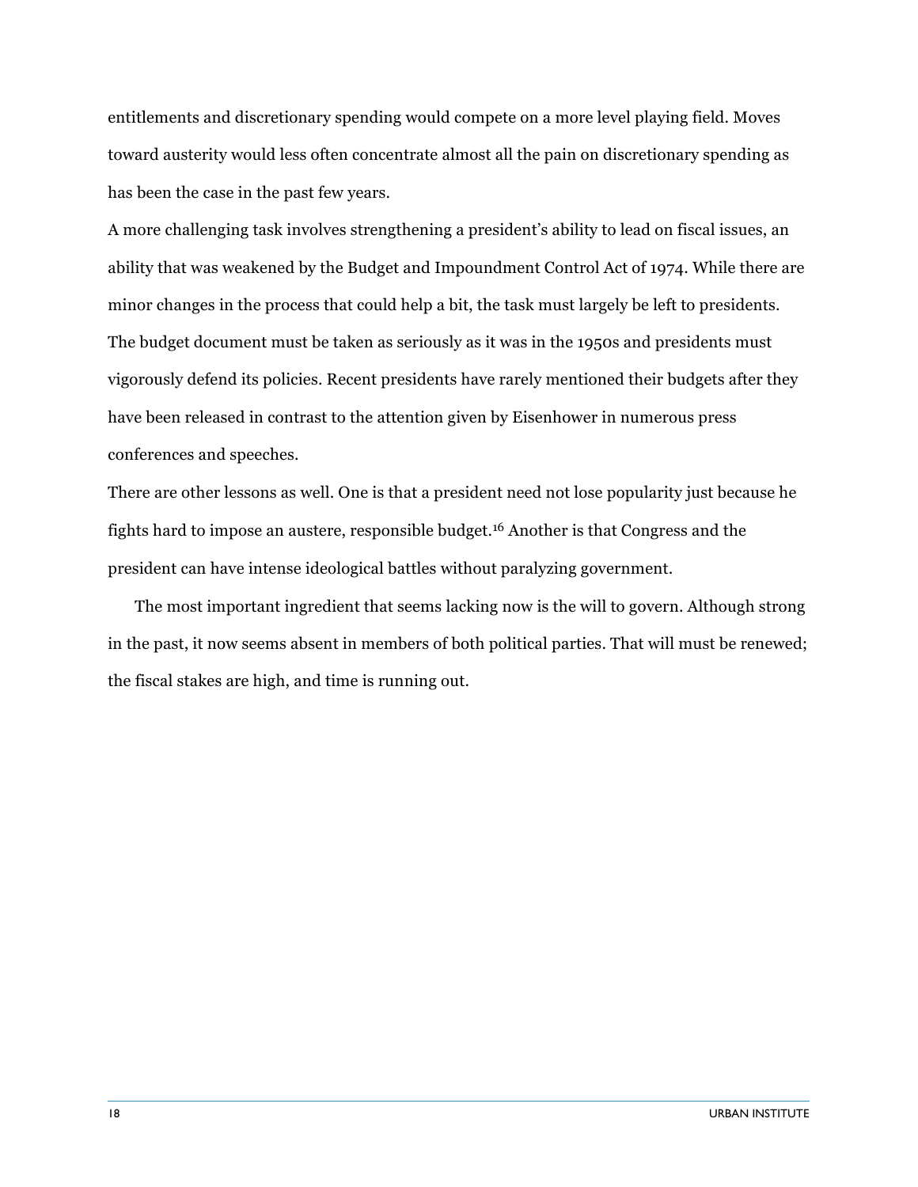entitlements and discretionary spending would compete on a more level playing field. Moves toward austerity would less often concentrate almost all the pain on discretionary spending as has been the case in the past few years.

A more challenging task involves strengthening a president's ability to lead on fiscal issues, an ability that was weakened by the Budget and Impoundment Control Act of 1974. While there are minor changes in the process that could help a bit, the task must largely be left to presidents. The budget document must be taken as seriously as it was in the 1950s and presidents must vigorously defend its policies. Recent presidents have rarely mentioned their budgets after they have been released in contrast to the attention given by Eisenhower in numerous press conferences and speeches.

There are other lessons as well. One is that a president need not lose popularity just because he fights hard to impose an austere, responsible budget.[16] Another is that Congress and the president can have intense ideological battles without paralyzing government.

The most important ingredient that seems lacking now is the will to govern. Although strong in the past, it now seems absent in members of both political parties. That will must be renewed; the fiscal stakes are high, and time is running out.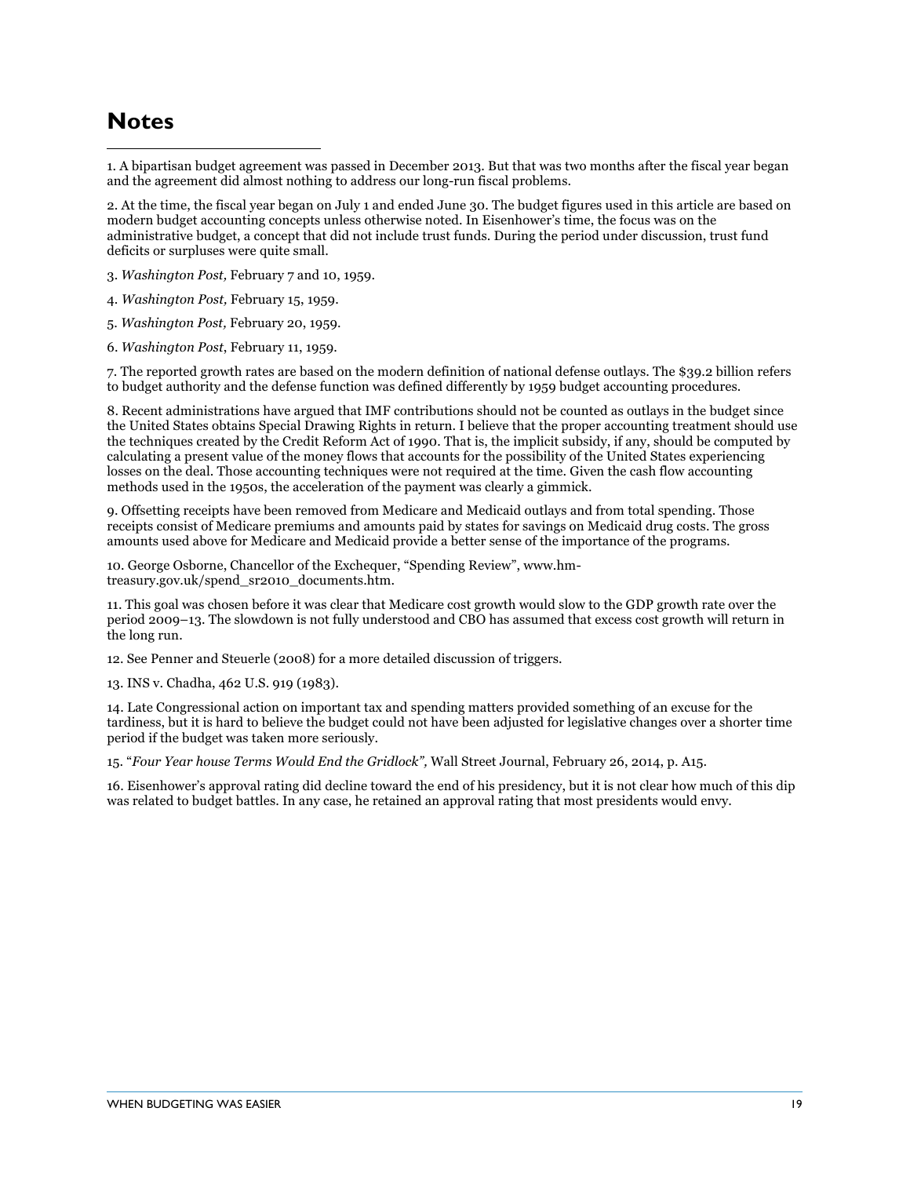## Notes

1. A bipartisan budget agreement was passed in December 2013. But that was two months after the fiscal year began and the agreement did almost nothing to address our long-run fiscal problems.

2. At the time, the fiscal year began on July 1 and ended June 30. The budget figures used in this article are based on modern budget accounting concepts unless otherwise noted. In Eisenhower's time, the focus was on the administrative budget, a concept that did not include trust funds. During the period under discussion, trust fund deficits or surpluses were quite small.

3. *Washington Post,* February 7 and 10, 1959.

4. *Washington Post,* February 15, 1959.

5. *Washington Post,* February 20, 1959.

6. *Washington Post*, February 11, 1959.

7. The reported growth rates are based on the modern definition of national defense outlays. The $39.2 billion refers to budget authority and the defense function was defined differently by 1959 budget accounting procedures.

8. Recent administrations have argued that IMF contributions should not be counted as outlays in the budget since the United States obtains Special Drawing Rights in return. I believe that the proper accounting treatment should use the techniques created by the Credit Reform Act of 1990. That is, the implicit subsidy, if any, should be computed by calculating a present value of the money flows that accounts for the possibility of the United States experiencing losses on the deal. Those accounting techniques were not required at the time. Given the cash flow accounting methods used in the 1950s, the acceleration of the payment was clearly a gimmick.

9. Offsetting receipts have been removed from Medicare and Medicaid outlays and from total spending. Those receipts consist of Medicare premiums and amounts paid by states for savings on Medicaid drug costs. The gross amounts used above for Medicare and Medicaid provide a better sense of the importance of the programs.

10. George Osborne, Chancellor of the Exchequer, "Spending Review", www.hm-treasury.gov.uk/spend_sr2010_documents.htm.

11. This goal was chosen before it was clear that Medicare cost growth would slow to the GDP growth rate over the period 2009–13. The slowdown is not fully understood and CBO has assumed that excess cost growth will return in the long run.

12. See Penner and Steuerle (2008) for a more detailed discussion of triggers.

13. INS v. Chadha, 462 U.S. 919 (1983).

14. Late Congressional action on important tax and spending matters provided something of an excuse for the tardiness, but it is hard to believe the budget could not have been adjusted for legislative changes over a shorter time period if the budget was taken more seriously.

15. "*Four Year house Terms Would End the Gridlock",* Wall Street Journal, February 26, 2014, p. A15.

16. Eisenhower's approval rating did decline toward the end of his presidency, but it is not clear how much of this dip was related to budget battles. In any case, he retained an approval rating that most presidents would envy.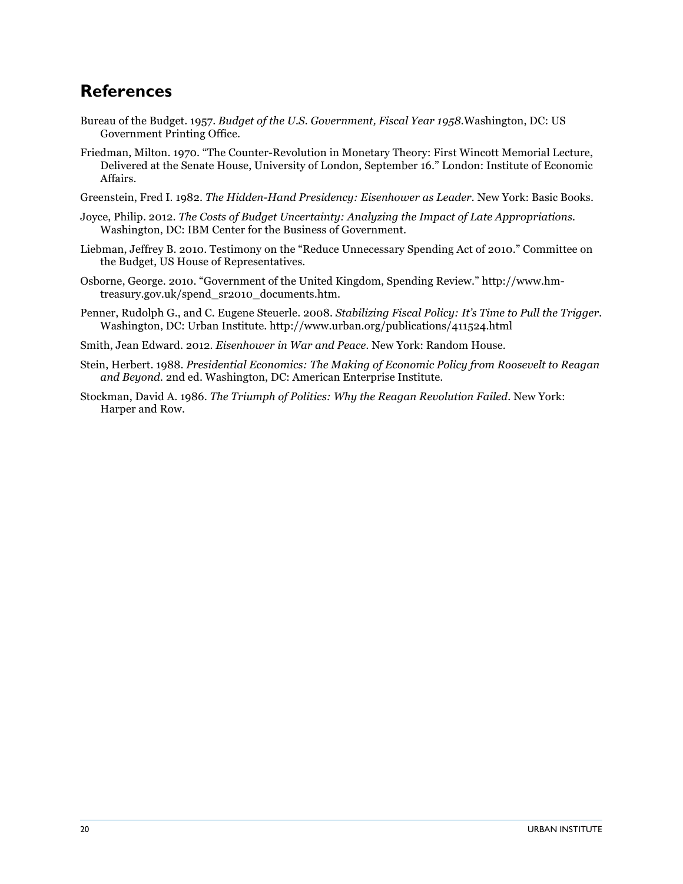## References

Bureau of the Budget. 1957. *Budget of the U.S. Government, Fiscal Year 1958*.Washington, DC: US Government Printing Office.

Friedman, Milton. 1970. "The Counter-Revolution in Monetary Theory: First Wincott Memorial Lecture, Delivered at the Senate House, University of London, September 16." London: Institute of Economic Affairs.

Greenstein, Fred I. 1982. *The Hidden-Hand Presidency: Eisenhower as Leader*. New York: Basic Books.

Joyce, Philip. 2012. *The Costs of Budget Uncertainty: Analyzing the Impact of Late Appropriations.* Washington, DC: IBM Center for the Business of Government.

Liebman, Jeffrey B. 2010. Testimony on the "Reduce Unnecessary Spending Act of 2010." Committee on the Budget, US House of Representatives.

Osborne, George. 2010. "Government of the United Kingdom, Spending Review." http://www.hm-treasury.gov.uk/spend_sr2010_documents.htm.

Penner, Rudolph G., and C. Eugene Steuerle. 2008. *Stabilizing Fiscal Policy: It's Time to Pull the Trigger*. Washington, DC: Urban Institute. http://www.urban.org/publications/411524.html

Smith, Jean Edward. 2012. *Eisenhower in War and Peace*. New York: Random House.

Stein, Herbert. 1988. *Presidential Economics: The Making of Economic Policy from Roosevelt to Reagan and Beyond*. 2nd ed. Washington, DC: American Enterprise Institute.

Stockman, David A. 1986. *The Triumph of Politics: Why the Reagan Revolution Failed*. New York: Harper and Row.